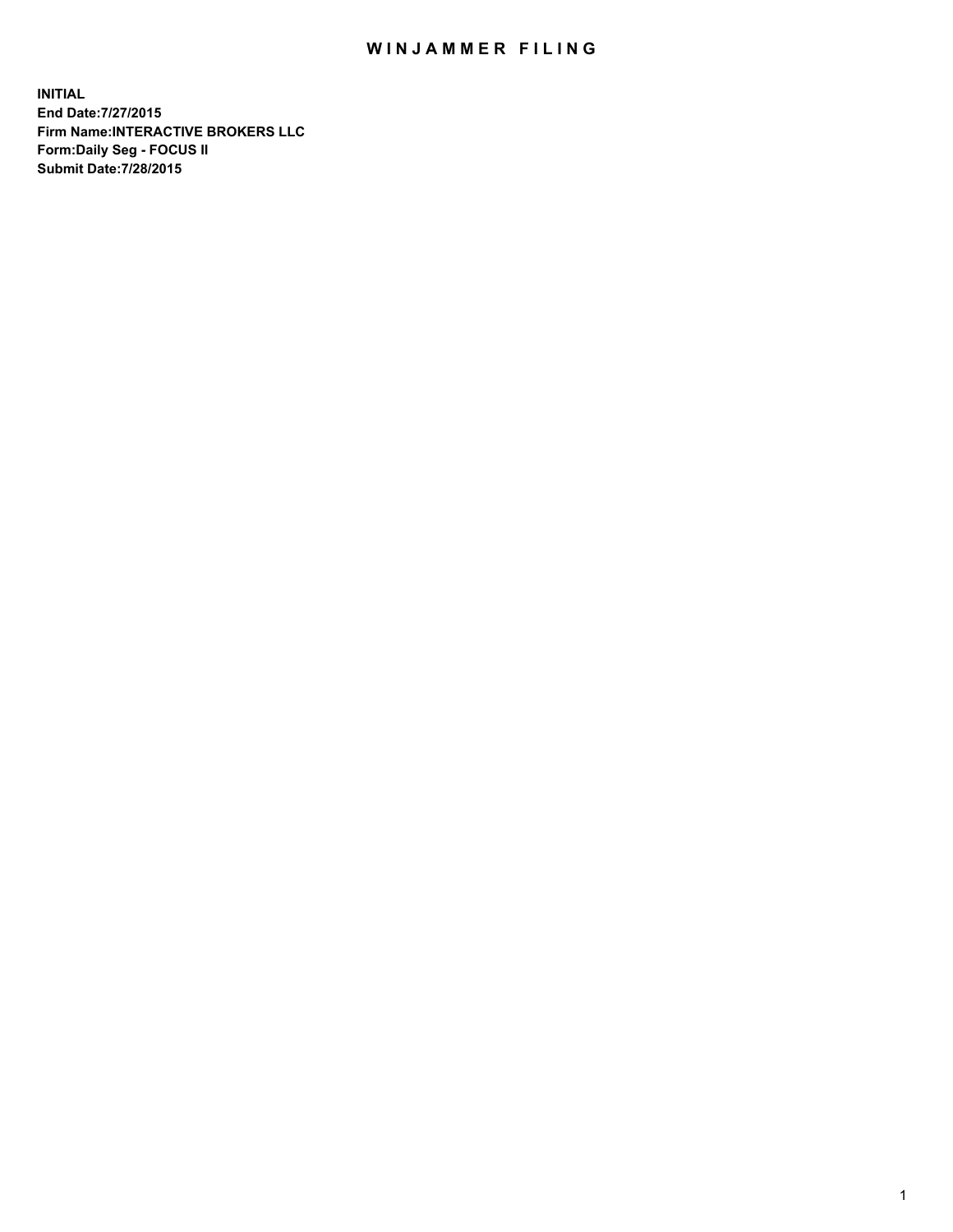# WINJAMMER FILING

**INITIAL**
**End Date:7/27/2015**
**Firm Name:INTERACTIVE BROKERS LLC**
**Form:Daily Seg - FOCUS II**
**Submit Date:7/28/2015**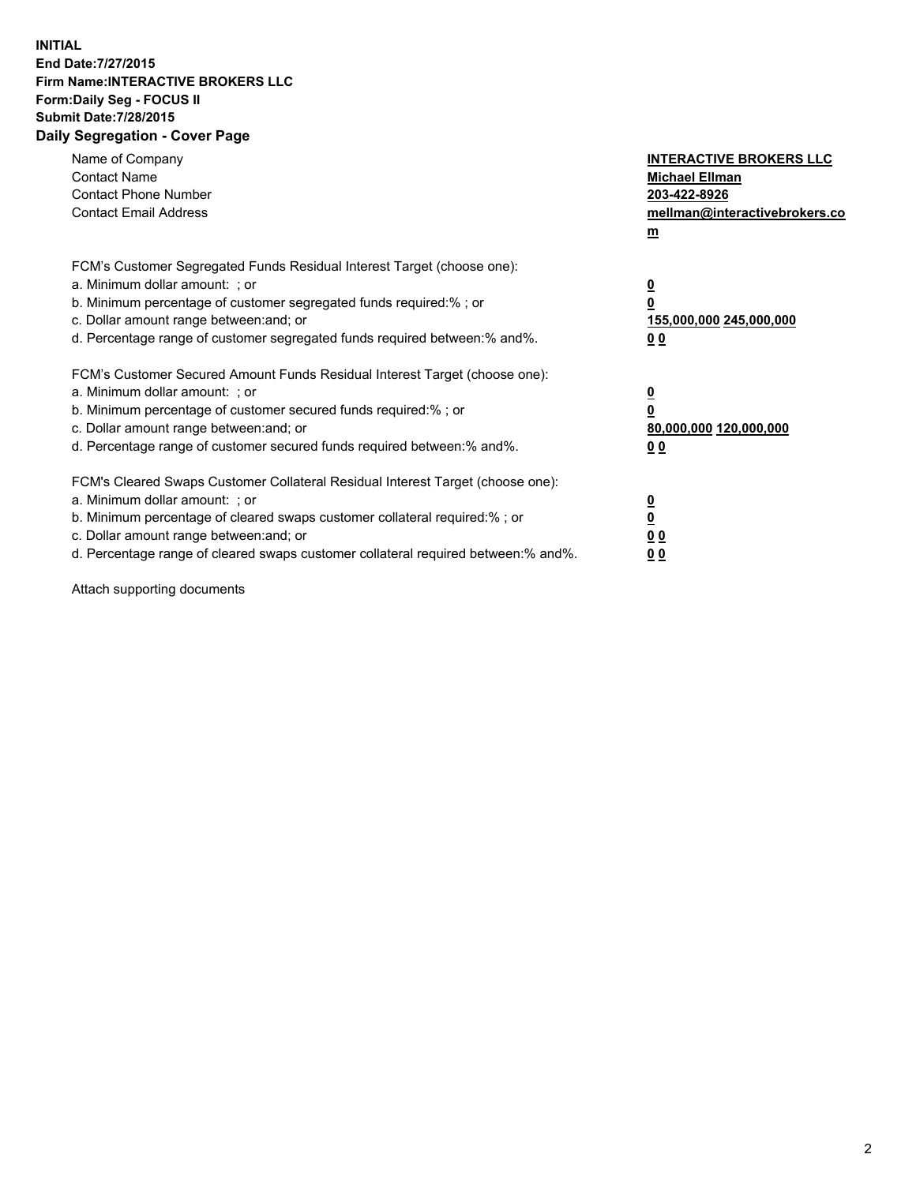**INITIAL**
**End Date:7/27/2015**
**Firm Name:INTERACTIVE BROKERS LLC**
**Form:Daily Seg - FOCUS II**
**Submit Date:7/28/2015**
**Daily Segregation - Cover Page**

| | |
|---|---|
| Name of Company | **INTERACTIVE BROKERS LLC** |
| Contact Name | **Michael Ellman** |
| Contact Phone Number | **203-422-8926** |
| Contact Email Address | **mellman@interactivebrokers.com** |

| | |
|---|---|
| FCM's Customer Segregated Funds Residual Interest Target (choose one): | |
| a. Minimum dollar amount: ; or | **0** |
| b. Minimum percentage of customer segregated funds required:% ; or | **0** |
| c. Dollar amount range between:and; or | **155,000,000 245,000,000** |
| d. Percentage range of customer segregated funds required between:% and%. | **0 0** |
| FCM's Customer Secured Amount Funds Residual Interest Target (choose one): | |
| a. Minimum dollar amount: ; or | **0** |
| b. Minimum percentage of customer secured funds required:% ; or | **0** |
| c. Dollar amount range between:and; or | **80,000,000 120,000,000** |
| d. Percentage range of customer secured funds required between:% and%. | **0 0** |
| FCM's Cleared Swaps Customer Collateral Residual Interest Target (choose one): | |
| a. Minimum dollar amount: ; or | **0** |
| b. Minimum percentage of cleared swaps customer collateral required:% ; or | **0** |
| c. Dollar amount range between:and; or | **0 0** |
| d. Percentage range of cleared swaps customer collateral required between:% and%. | **0 0** |

Attach supporting documents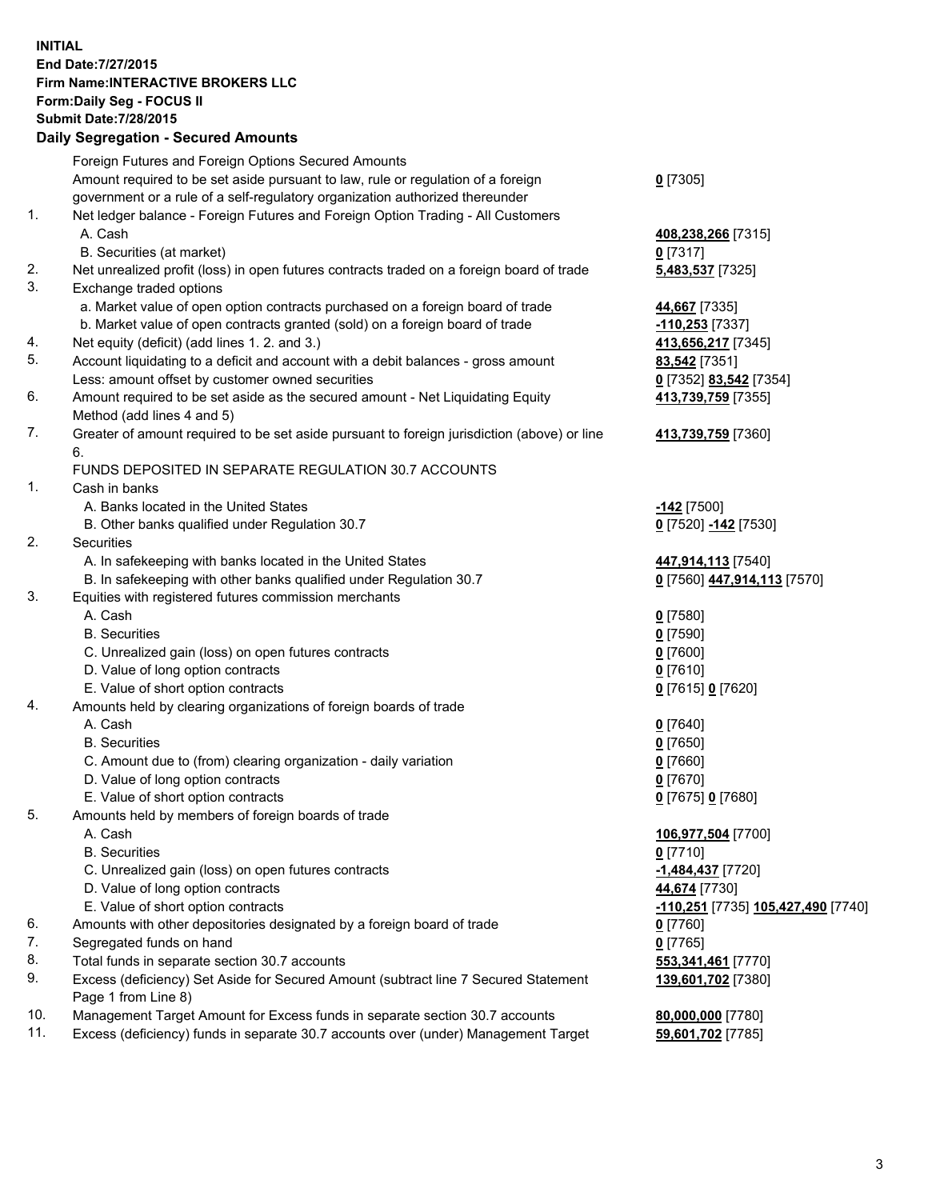**INITIAL**
**End Date:7/27/2015**
**Firm Name:INTERACTIVE BROKERS LLC**
**Form:Daily Seg - FOCUS II**
**Submit Date:7/28/2015**

### Daily Segregation - Secured Amounts

| | | |
|---|---|---|
| | Foreign Futures and Foreign Options Secured Amounts | |
| | Amount required to be set aside pursuant to law, rule or regulation of a foreign government or a rule of a self-regulatory organization authorized thereunder | **0** [7305] |
| 1. | Net ledger balance - Foreign Futures and Foreign Option Trading - All Customers | |
| | A. Cash | **408,238,266** [7315] |
| | B. Securities (at market) | **0** [7317] |
| 2. | Net unrealized profit (loss) in open futures contracts traded on a foreign board of trade | **5,483,537** [7325] |
| 3. | Exchange traded options | |
| | a. Market value of open option contracts purchased on a foreign board of trade | **44,667** [7335] |
| | b. Market value of open contracts granted (sold) on a foreign board of trade | **-110,253** [7337] |
| 4. | Net equity (deficit) (add lines 1. 2. and 3.) | **413,656,217** [7345] |
| 5. | Account liquidating to a deficit and account with a debit balances - gross amount | **83,542** [7351] |
| | Less: amount offset by customer owned securities | **0** [7352] **83,542** [7354] |
| 6. | Amount required to be set aside as the secured amount - Net Liquidating Equity Method (add lines 4 and 5) | **413,739,759** [7355] |
| 7. | Greater of amount required to be set aside pursuant to foreign jurisdiction (above) or line 6. | **413,739,759** [7360] |
| | FUNDS DEPOSITED IN SEPARATE REGULATION 30.7 ACCOUNTS | |
| 1. | Cash in banks | |
| | A. Banks located in the United States | **-142** [7500] |
| | B. Other banks qualified under Regulation 30.7 | **0** [7520] **-142** [7530] |
| 2. | Securities | |
| | A. In safekeeping with banks located in the United States | **447,914,113** [7540] |
| | B. In safekeeping with other banks qualified under Regulation 30.7 | **0** [7560] **447,914,113** [7570] |
| 3. | Equities with registered futures commission merchants | |
| | A. Cash | **0** [7580] |
| | B. Securities | **0** [7590] |
| | C. Unrealized gain (loss) on open futures contracts | **0** [7600] |
| | D. Value of long option contracts | **0** [7610] |
| | E. Value of short option contracts | **0** [7615] **0** [7620] |
| 4. | Amounts held by clearing organizations of foreign boards of trade | |
| | A. Cash | **0** [7640] |
| | B. Securities | **0** [7650] |
| | C. Amount due to (from) clearing organization - daily variation | **0** [7660] |
| | D. Value of long option contracts | **0** [7670] |
| | E. Value of short option contracts | **0** [7675] **0** [7680] |
| 5. | Amounts held by members of foreign boards of trade | |
| | A. Cash | **106,977,504** [7700] |
| | B. Securities | **0** [7710] |
| | C. Unrealized gain (loss) on open futures contracts | **-1,484,437** [7720] |
| | D. Value of long option contracts | **44,674** [7730] |
| | E. Value of short option contracts | **-110,251** [7735] **105,427,490** [7740] |
| 6. | Amounts with other depositories designated by a foreign board of trade | **0** [7760] |
| 7. | Segregated funds on hand | **0** [7765] |
| 8. | Total funds in separate section 30.7 accounts | **553,341,461** [7770] |
| 9. | Excess (deficiency) Set Aside for Secured Amount (subtract line 7 Secured Statement Page 1 from Line 8) | **139,601,702** [7380] |
| 10. | Management Target Amount for Excess funds in separate section 30.7 accounts | **80,000,000** [7780] |
| 11. | Excess (deficiency) funds in separate 30.7 accounts over (under) Management Target | **59,601,702** [7785] |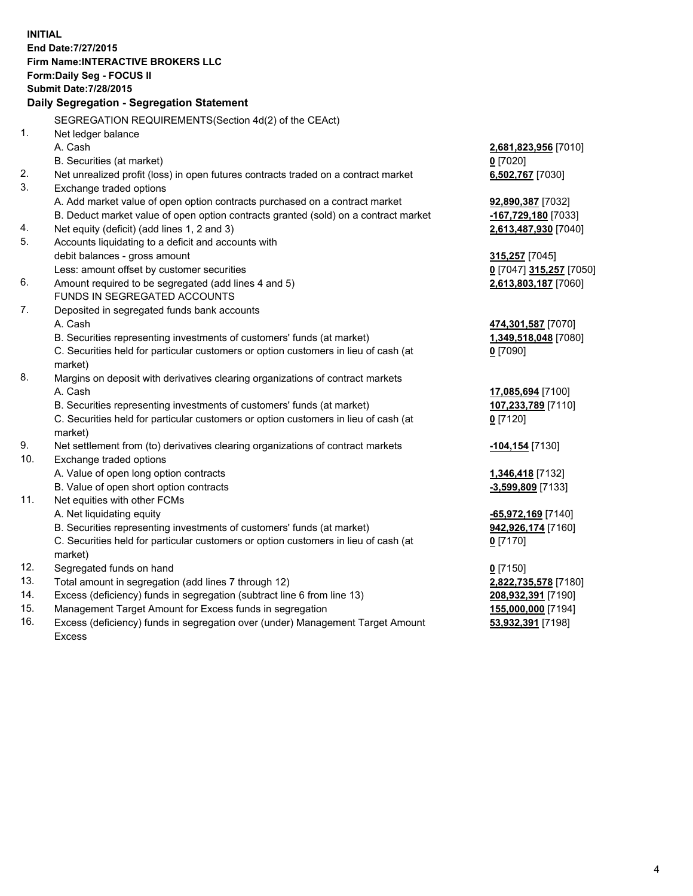**INITIAL**
**End Date:7/27/2015**
**Firm Name:INTERACTIVE BROKERS LLC**
**Form:Daily Seg - FOCUS II**
**Submit Date:7/28/2015**

**Daily Segregation - Segregation Statement**

SEGREGATION REQUIREMENTS(Section 4d(2) of the CEAct)

| | | |
|---|---|---|
| 1. | Net ledger balance | |
| | A. Cash | 2,681,823,956 [7010] |
| | B. Securities (at market) | 0 [7020] |
| 2. | Net unrealized profit (loss) in open futures contracts traded on a contract market | 6,502,767 [7030] |
| 3. | Exchange traded options | |
| | A. Add market value of open option contracts purchased on a contract market | 92,890,387 [7032] |
| | B. Deduct market value of open option contracts granted (sold) on a contract market | -167,729,180 [7033] |
| 4. | Net equity (deficit) (add lines 1, 2 and 3) | 2,613,487,930 [7040] |
| 5. | Accounts liquidating to a deficit and accounts with debit balances - gross amount | 315,257 [7045] |
| | Less: amount offset by customer securities | 0 [7047] 315,257 [7050] |
| 6. | Amount required to be segregated (add lines 4 and 5) | 2,613,803,187 [7060] |
| | FUNDS IN SEGREGATED ACCOUNTS | |
| 7. | Deposited in segregated funds bank accounts | |
| | A. Cash | 474,301,587 [7070] |
| | B. Securities representing investments of customers' funds (at market) | 1,349,518,048 [7080] |
| | C. Securities held for particular customers or option customers in lieu of cash (at market) | 0 [7090] |
| 8. | Margins on deposit with derivatives clearing organizations of contract markets | |
| | A. Cash | 17,085,694 [7100] |
| | B. Securities representing investments of customers' funds (at market) | 107,233,789 [7110] |
| | C. Securities held for particular customers or option customers in lieu of cash (at market) | 0 [7120] |
| 9. | Net settlement from (to) derivatives clearing organizations of contract markets | -104,154 [7130] |
| 10. | Exchange traded options | |
| | A. Value of open long option contracts | 1,346,418 [7132] |
| | B. Value of open short option contracts | -3,599,809 [7133] |
| 11. | Net equities with other FCMs | |
| | A. Net liquidating equity | -65,972,169 [7140] |
| | B. Securities representing investments of customers' funds (at market) | 942,926,174 [7160] |
| | C. Securities held for particular customers or option customers in lieu of cash (at market) | 0 [7170] |
| 12. | Segregated funds on hand | 0 [7150] |
| 13. | Total amount in segregation (add lines 7 through 12) | 2,822,735,578 [7180] |
| 14. | Excess (deficiency) funds in segregation (subtract line 6 from line 13) | 208,932,391 [7190] |
| 15. | Management Target Amount for Excess funds in segregation | 155,000,000 [7194] |
| 16. | Excess (deficiency) funds in segregation over (under) Management Target Amount Excess | 53,932,391 [7198] |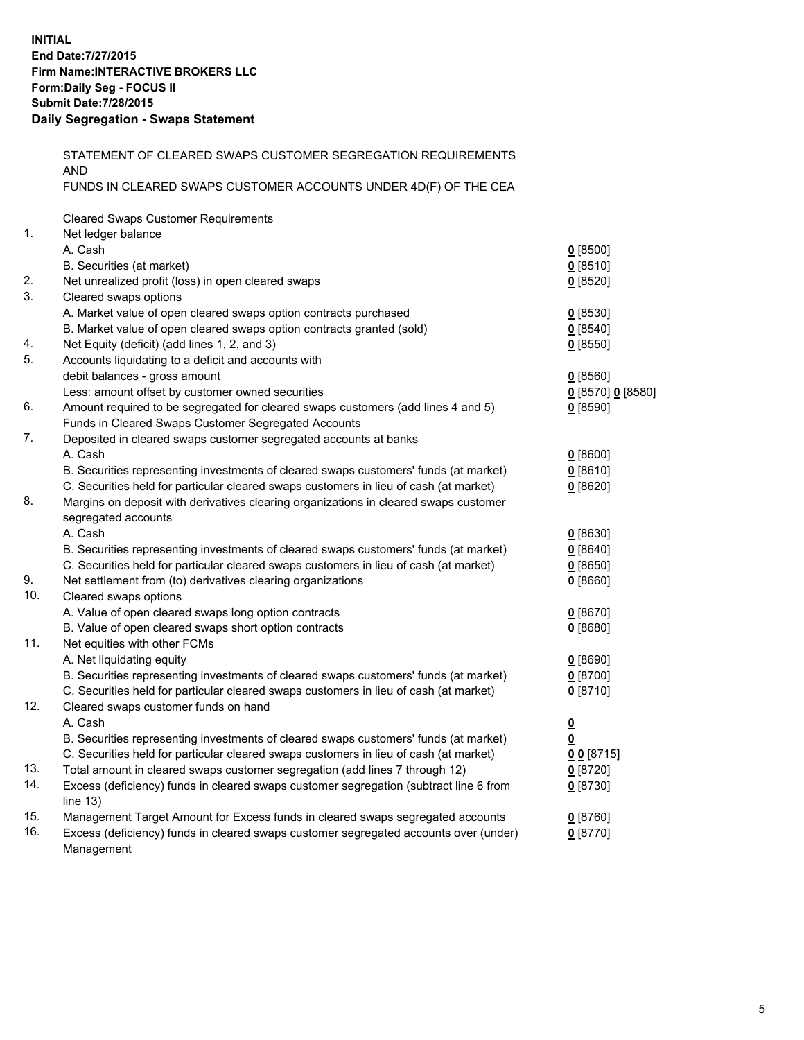**INITIAL**
**End Date:7/27/2015**
**Firm Name:INTERACTIVE BROKERS LLC**
**Form:Daily Seg - FOCUS II**
**Submit Date:7/28/2015**
**Daily Segregation - Swaps Statement**

STATEMENT OF CLEARED SWAPS CUSTOMER SEGREGATION REQUIREMENTS AND FUNDS IN CLEARED SWAPS CUSTOMER ACCOUNTS UNDER 4D(F) OF THE CEA

| | | |
|---|---|---|
| | Cleared Swaps Customer Requirements | |
| 1. | Net ledger balance | |
| | A. Cash | 0 [8500] |
| | B. Securities (at market) | 0 [8510] |
| 2. | Net unrealized profit (loss) in open cleared swaps | 0 [8520] |
| 3. | Cleared swaps options | |
| | A. Market value of open cleared swaps option contracts purchased | 0 [8530] |
| | B. Market value of open cleared swaps option contracts granted (sold) | 0 [8540] |
| 4. | Net Equity (deficit) (add lines 1, 2, and 3) | 0 [8550] |
| 5. | Accounts liquidating to a deficit and accounts with debit balances - gross amount | 0 [8560] |
| | Less: amount offset by customer owned securities | 0 [8570] 0 [8580] |
| 6. | Amount required to be segregated for cleared swaps customers (add lines 4 and 5) | 0 [8590] |
| | Funds in Cleared Swaps Customer Segregated Accounts | |
| 7. | Deposited in cleared swaps customer segregated accounts at banks | |
| | A. Cash | 0 [8600] |
| | B. Securities representing investments of cleared swaps customers' funds (at market) | 0 [8610] |
| | C. Securities held for particular cleared swaps customers in lieu of cash (at market) | 0 [8620] |
| 8. | Margins on deposit with derivatives clearing organizations in cleared swaps customer segregated accounts | |
| | A. Cash | 0 [8630] |
| | B. Securities representing investments of cleared swaps customers' funds (at market) | 0 [8640] |
| | C. Securities held for particular cleared swaps customers in lieu of cash (at market) | 0 [8650] |
| 9. | Net settlement from (to) derivatives clearing organizations | 0 [8660] |
| 10. | Cleared swaps options | |
| | A. Value of open cleared swaps long option contracts | 0 [8670] |
| | B. Value of open cleared swaps short option contracts | 0 [8680] |
| 11. | Net equities with other FCMs | |
| | A. Net liquidating equity | 0 [8690] |
| | B. Securities representing investments of cleared swaps customers' funds (at market) | 0 [8700] |
| | C. Securities held for particular cleared swaps customers in lieu of cash (at market) | 0 [8710] |
| 12. | Cleared swaps customer funds on hand | |
| | A. Cash | 0 |
| | B. Securities representing investments of cleared swaps customers' funds (at market) | 0 |
| | C. Securities held for particular cleared swaps customers in lieu of cash (at market) | 0 0 [8715] |
| 13. | Total amount in cleared swaps customer segregation (add lines 7 through 12) | 0 [8720] |
| 14. | Excess (deficiency) funds in cleared swaps customer segregation (subtract line 6 from line 13) | 0 [8730] |
| 15. | Management Target Amount for Excess funds in cleared swaps segregated accounts | 0 [8760] |
| 16. | Excess (deficiency) funds in cleared swaps customer segregated accounts over (under) Management | 0 [8770] |